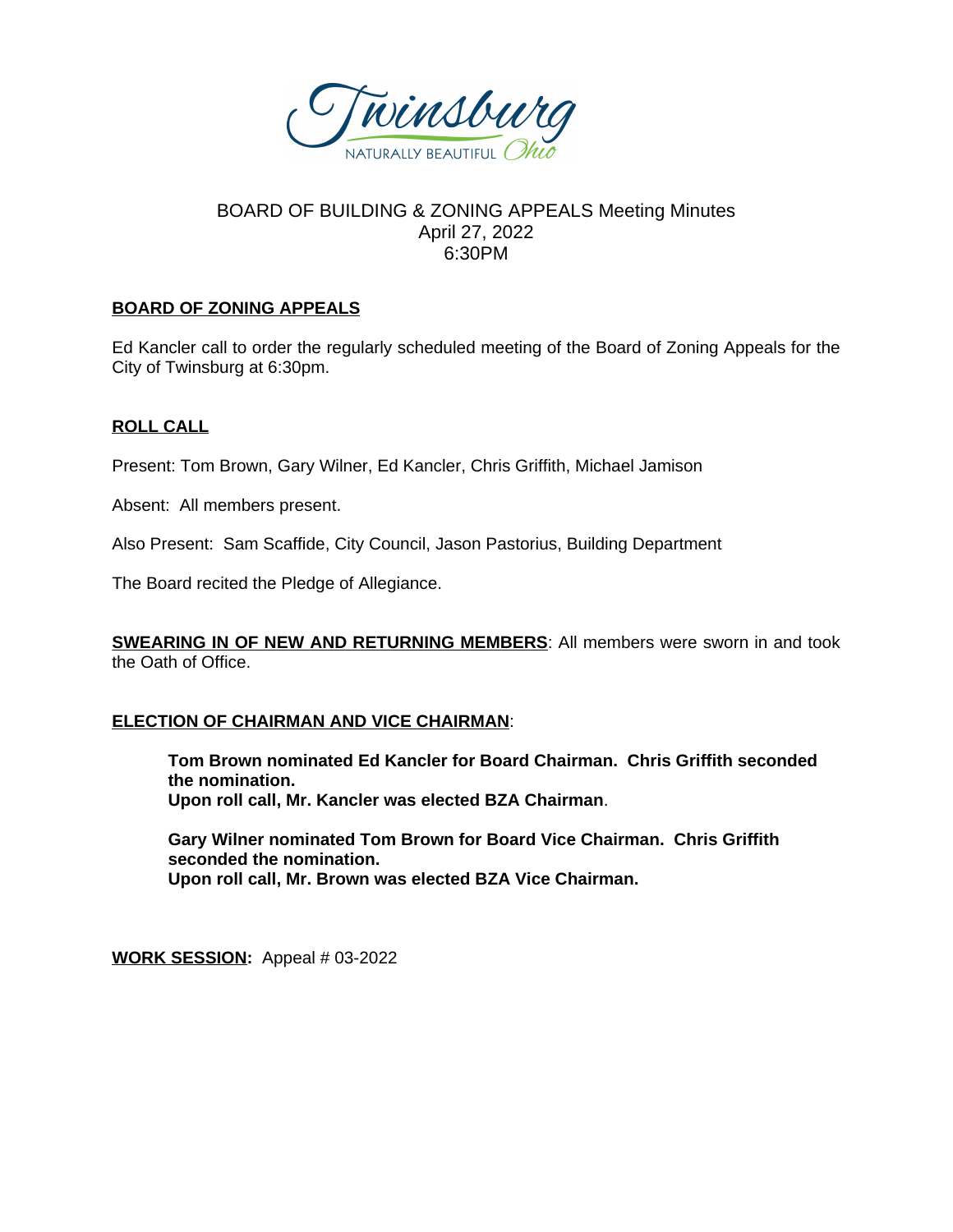Twinsburg
NATURALLY BEAUTIFUL Ohio

BOARD OF BUILDING & ZONING APPEALS Meeting Minutes
April 27, 2022
6:30PM

## BOARD OF ZONING APPEALS

Ed Kancler call to order the regularly scheduled meeting of the Board of Zoning Appeals for the City of Twinsburg at 6:30pm.

## ROLL CALL

Present: Tom Brown, Gary Wilner, Ed Kancler, Chris Griffith, Michael Jamison

Absent: All members present.

Also Present: Sam Scaffide, City Council, Jason Pastorius, Building Department

The Board recited the Pledge of Allegiance.

**SWEARING IN OF NEW AND RETURNING MEMBERS**: All members were sworn in and took the Oath of Office.

**ELECTION OF CHAIRMAN AND VICE CHAIRMAN**:

> **Tom Brown nominated Ed Kancler for Board Chairman. Chris Griffith seconded the nomination.**
> **Upon roll call, Mr. Kancler was elected BZA Chairman**.
>
> **Gary Wilner nominated Tom Brown for Board Vice Chairman. Chris Griffith seconded the nomination.**
> **Upon roll call, Mr. Brown was elected BZA Vice Chairman.**

**WORK SESSION:** Appeal # 03-2022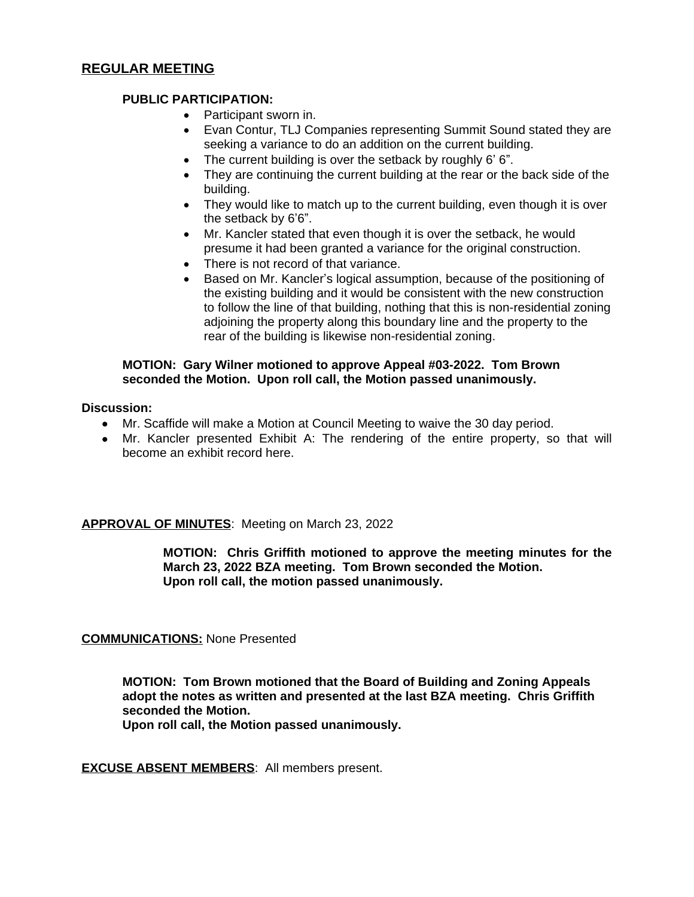## **REGULAR MEETING**

**PUBLIC PARTICIPATION:**

- Participant sworn in.
- Evan Contur, TLJ Companies representing Summit Sound stated they are seeking a variance to do an addition on the current building.
- The current building is over the setback by roughly 6' 6".
- They are continuing the current building at the rear or the back side of the building.
- They would like to match up to the current building, even though it is over the setback by 6'6".
- Mr. Kancler stated that even though it is over the setback, he would presume it had been granted a variance for the original construction.
- There is not record of that variance.
- Based on Mr. Kancler's logical assumption, because of the positioning of the existing building and it would be consistent with the new construction to follow the line of that building, nothing that this is non-residential zoning adjoining the property along this boundary line and the property to the rear of the building is likewise non-residential zoning.

**MOTION: Gary Wilner motioned to approve Appeal #03-2022. Tom Brown seconded the Motion. Upon roll call, the Motion passed unanimously.**

**Discussion:**

- Mr. Scaffide will make a Motion at Council Meeting to waive the 30 day period.
- Mr. Kancler presented Exhibit A: The rendering of the entire property, so that will become an exhibit record here.

**APPROVAL OF MINUTES**: Meeting on March 23, 2022

**MOTION: Chris Griffith motioned to approve the meeting minutes for the March 23, 2022 BZA meeting. Tom Brown seconded the Motion. Upon roll call, the motion passed unanimously.**

**COMMUNICATIONS:** None Presented

**MOTION: Tom Brown motioned that the Board of Building and Zoning Appeals adopt the notes as written and presented at the last BZA meeting. Chris Griffith seconded the Motion.**
**Upon roll call, the Motion passed unanimously.**

**EXCUSE ABSENT MEMBERS**: All members present.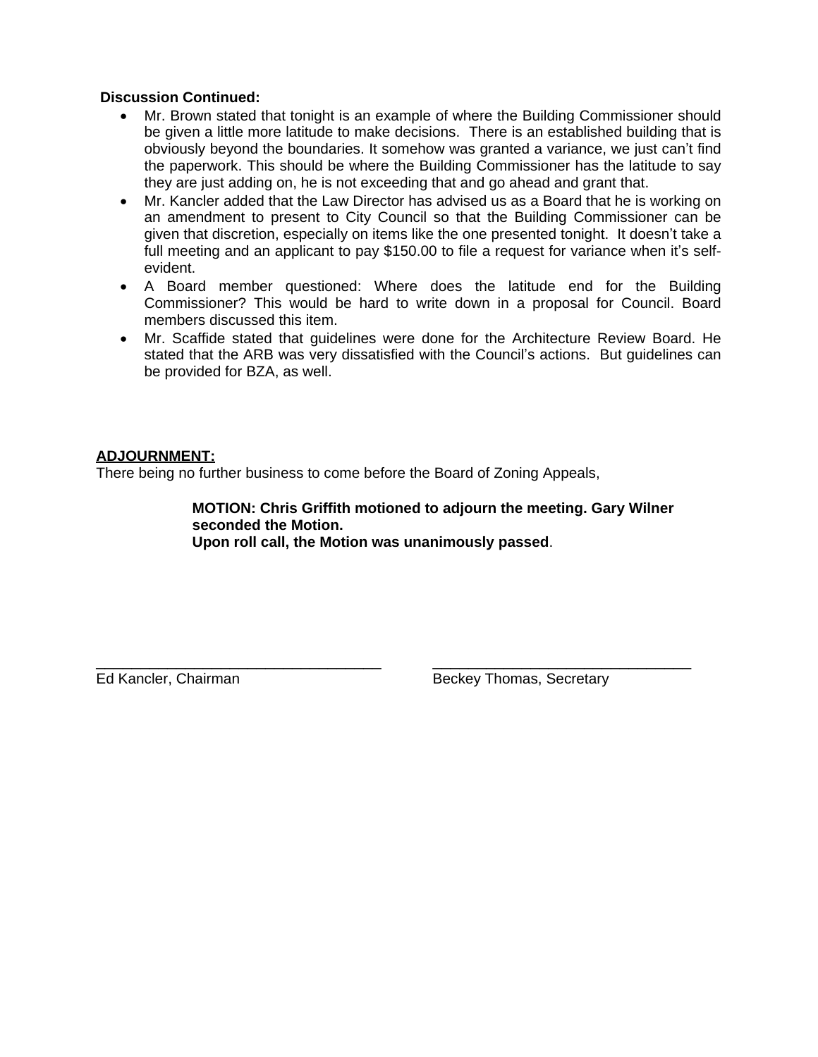**Discussion Continued:**

- Mr. Brown stated that tonight is an example of where the Building Commissioner should be given a little more latitude to make decisions. There is an established building that is obviously beyond the boundaries. It somehow was granted a variance, we just can't find the paperwork. This should be where the Building Commissioner has the latitude to say they are just adding on, he is not exceeding that and go ahead and grant that.
- Mr. Kancler added that the Law Director has advised us as a Board that he is working on an amendment to present to City Council so that the Building Commissioner can be given that discretion, especially on items like the one presented tonight. It doesn't take a full meeting and an applicant to pay $150.00 to file a request for variance when it's self-evident.
- A Board member questioned: Where does the latitude end for the Building Commissioner? This would be hard to write down in a proposal for Council. Board members discussed this item.
- Mr. Scaffide stated that guidelines were done for the Architecture Review Board. He stated that the ARB was very dissatisfied with the Council's actions. But guidelines can be provided for BZA, as well.

**ADJOURNMENT:**

There being no further business to come before the Board of Zoning Appeals,

> **MOTION: Chris Griffith motioned to adjourn the meeting. Gary Wilner seconded the Motion.**
> **Upon roll call, the Motion was unanimously passed**.

___________________________________ ________________________________

Ed Kancler, Chairman Beckey Thomas, Secretary